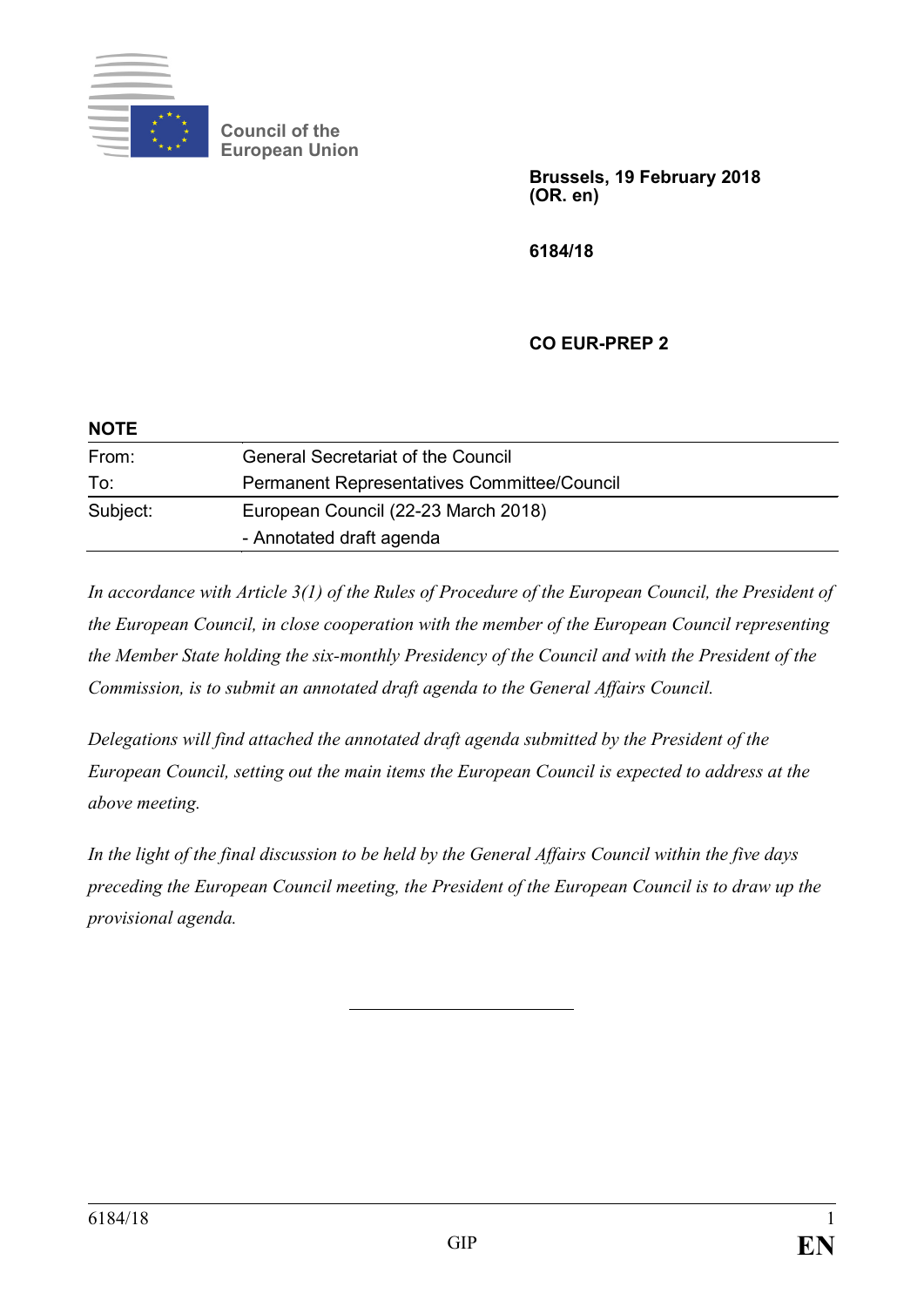Council of the European Union

**Brussels, 19 February 2018**
**(OR. en)**

**6184/18**

**CO EUR-PREP 2**

**NOTE**

| | |
|---|---|
| From: | General Secretariat of the Council |
| To: | Permanent Representatives Committee/Council |
| Subject: | European Council (22-23 March 2018)<br>- Annotated draft agenda |

*In accordance with Article 3(1) of the Rules of Procedure of the European Council, the President of the European Council, in close cooperation with the member of the European Council representing the Member State holding the six-monthly Presidency of the Council and with the President of the Commission, is to submit an annotated draft agenda to the General Affairs Council.*

*Delegations will find attached the annotated draft agenda submitted by the President of the European Council, setting out the main items the European Council is expected to address at the above meeting.*

*In the light of the final discussion to be held by the General Affairs Council within the five days preceding the European Council meeting, the President of the European Council is to draw up the provisional agenda.*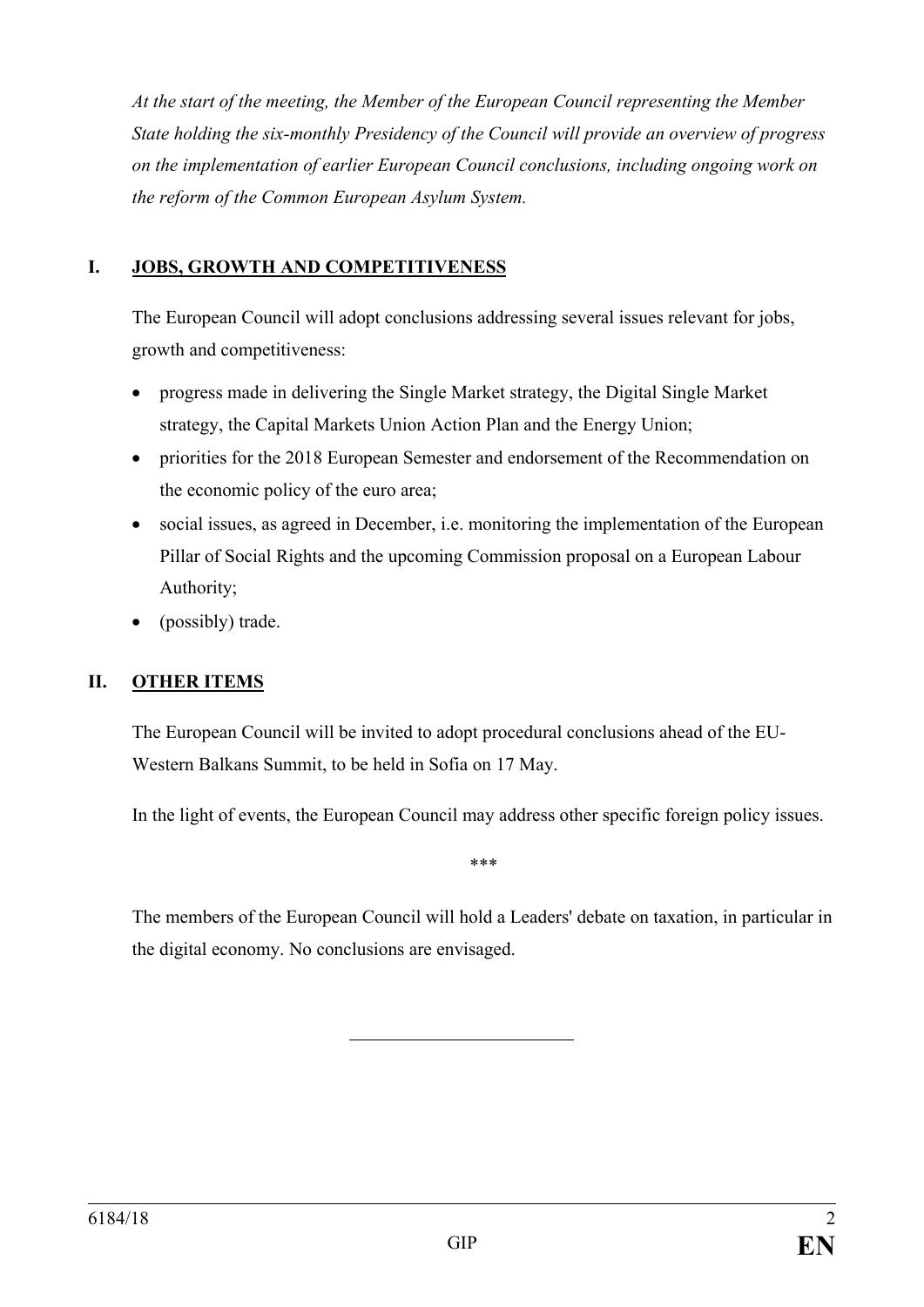*At the start of the meeting, the Member of the European Council representing the Member State holding the six-monthly Presidency of the Council will provide an overview of progress on the implementation of earlier European Council conclusions, including ongoing work on the reform of the Common European Asylum System.*

## I. JOBS, GROWTH AND COMPETITIVENESS

The European Council will adopt conclusions addressing several issues relevant for jobs, growth and competitiveness:

- progress made in delivering the Single Market strategy, the Digital Single Market strategy, the Capital Markets Union Action Plan and the Energy Union;
- priorities for the 2018 European Semester and endorsement of the Recommendation on the economic policy of the euro area;
- social issues, as agreed in December, i.e. monitoring the implementation of the European Pillar of Social Rights and the upcoming Commission proposal on a European Labour Authority;
- (possibly) trade.

## II. OTHER ITEMS

The European Council will be invited to adopt procedural conclusions ahead of the EU-Western Balkans Summit, to be held in Sofia on 17 May.

In the light of events, the European Council may address other specific foreign policy issues.

***

The members of the European Council will hold a Leaders' debate on taxation, in particular in the digital economy. No conclusions are envisaged.